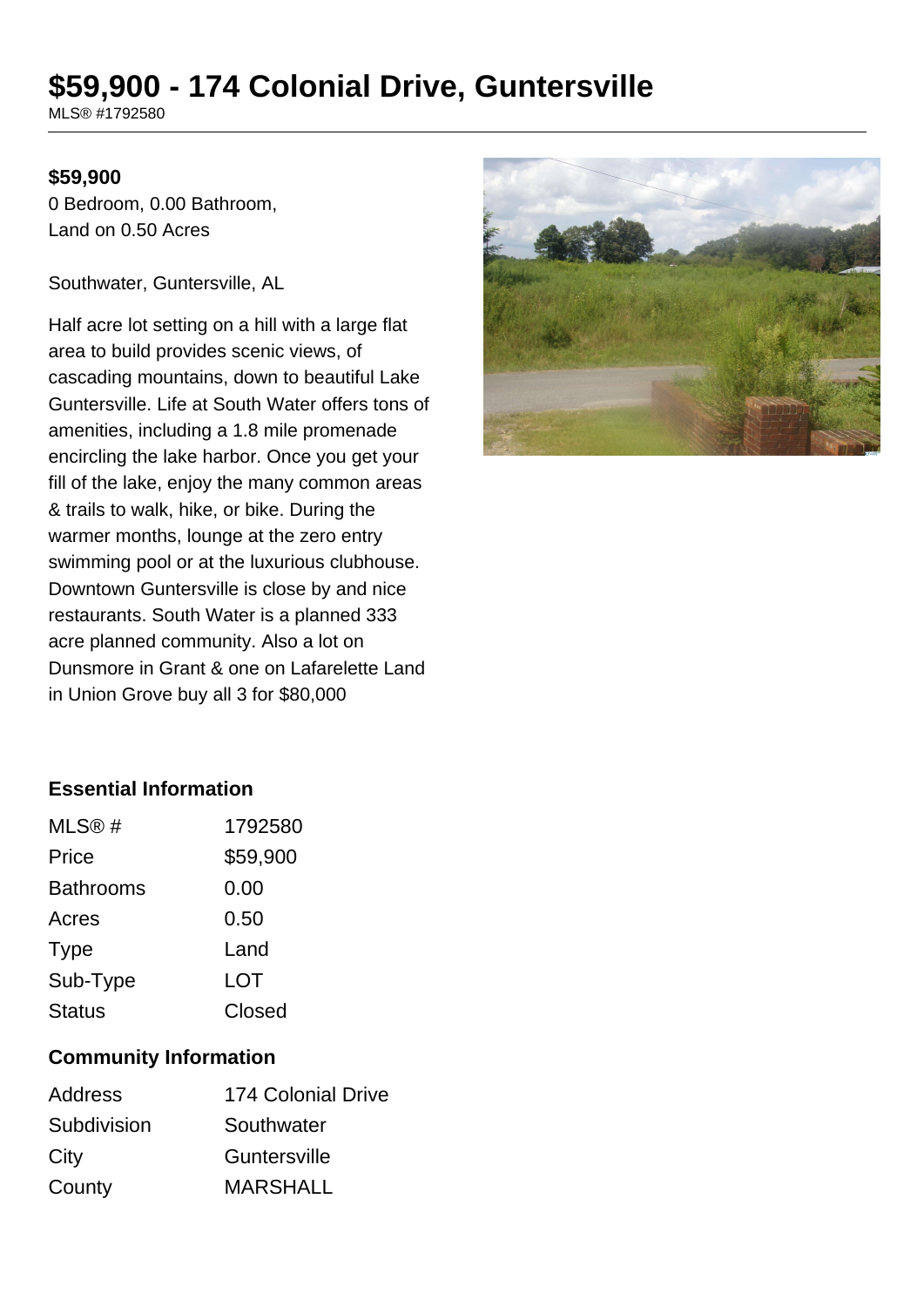# $59,900 - 174 Colonial Drive, Guntersville

MLS® #1792580

**$59,900**

0 Bedroom, 0.00 Bathroom, Land on 0.50 Acres

Southwater, Guntersville, AL

Half acre lot setting on a hill with a large flat area to build provides scenic views, of cascading mountains, down to beautiful Lake Guntersville. Life at South Water offers tons of amenities, including a 1.8 mile promenade encircling the lake harbor. Once you get your fill of the lake, enjoy the many common areas & trails to walk, hike, or bike. During the warmer months, lounge at the zero entry swimming pool or at the luxurious clubhouse. Downtown Guntersville is close by and nice restaurants. South Water is a planned 333 acre planned community. Also a lot on Dunsmore in Grant & one on Lafarelette Land in Union Grove buy all 3 for $80,000

### Essential Information

| | |
|---|---|
| MLS® # | 1792580 |
| Price | $59,900 |
| Bathrooms | 0.00 |
| Acres | 0.50 |
| Type | Land |
| Sub-Type | LOT |
| Status | Closed |

### Community Information

| | |
|---|---|
| Address | 174 Colonial Drive |
| Subdivision | Southwater |
| City | Guntersville |
| County | MARSHALL |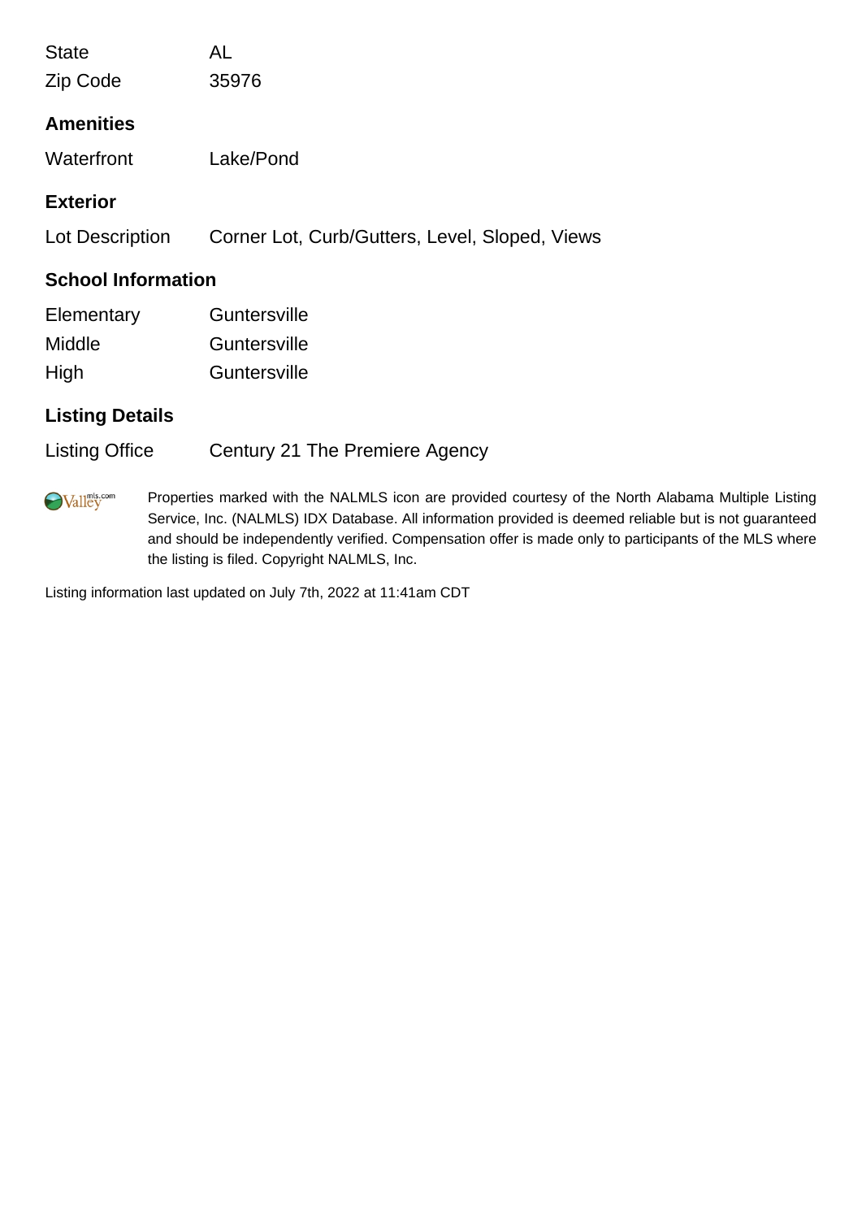| | |
|---|---|
| State | AL |
| Zip Code | 35976 |

### Amenities

| | |
|---|---|
| Waterfront | Lake/Pond |

### Exterior

| | |
|---|---|
| Lot Description | Corner Lot, Curb/Gutters, Level, Sloped, Views |

### School Information

| | |
|---|---|
| Elementary | Guntersville |
| Middle | Guntersville |
| High | Guntersville |

### Listing Details

| | |
|---|---|
| Listing Office | Century 21 The Premiere Agency |

Valley mls.com

Properties marked with the NALMLS icon are provided courtesy of the North Alabama Multiple Listing Service, Inc. (NALMLS) IDX Database. All information provided is deemed reliable but is not guaranteed and should be independently verified. Compensation offer is made only to participants of the MLS where the listing is filed. Copyright NALMLS, Inc.

Listing information last updated on July 7th, 2022 at 11:41am CDT